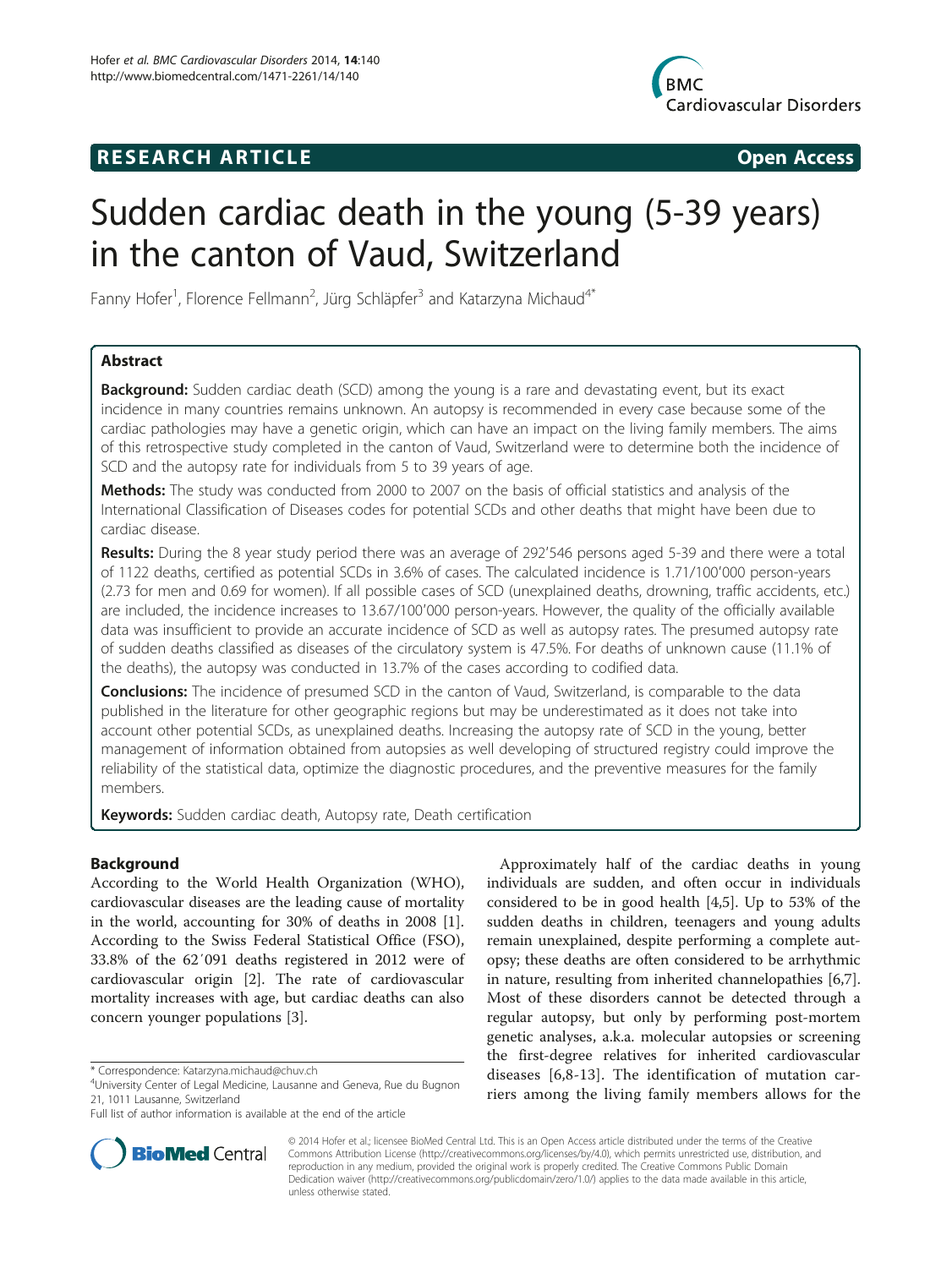**RESEARCH ARTICLE** **Open Access**

# Sudden cardiac death in the young (5-39 years) in the canton of Vaud, Switzerland

Fanny Hofer[1], Florence Fellmann[2], Jürg Schläpfer[3] and Katarzyna Michaud[4*]

## Abstract

**Background:** Sudden cardiac death (SCD) among the young is a rare and devastating event, but its exact incidence in many countries remains unknown. An autopsy is recommended in every case because some of the cardiac pathologies may have a genetic origin, which can have an impact on the living family members. The aims of this retrospective study completed in the canton of Vaud, Switzerland were to determine both the incidence of SCD and the autopsy rate for individuals from 5 to 39 years of age.

**Methods:** The study was conducted from 2000 to 2007 on the basis of official statistics and analysis of the International Classification of Diseases codes for potential SCDs and other deaths that might have been due to cardiac disease.

**Results:** During the 8 year study period there was an average of 292'546 persons aged 5-39 and there were a total of 1122 deaths, certified as potential SCDs in 3.6% of cases. The calculated incidence is 1.71/100'000 person-years (2.73 for men and 0.69 for women). If all possible cases of SCD (unexplained deaths, drowning, traffic accidents, etc.) are included, the incidence increases to 13.67/100'000 person-years. However, the quality of the officially available data was insufficient to provide an accurate incidence of SCD as well as autopsy rates. The presumed autopsy rate of sudden deaths classified as diseases of the circulatory system is 47.5%. For deaths of unknown cause (11.1% of the deaths), the autopsy was conducted in 13.7% of the cases according to codified data.

**Conclusions:** The incidence of presumed SCD in the canton of Vaud, Switzerland, is comparable to the data published in the literature for other geographic regions but may be underestimated as it does not take into account other potential SCDs, as unexplained deaths. Increasing the autopsy rate of SCD in the young, better management of information obtained from autopsies as well developing of structured registry could improve the reliability of the statistical data, optimize the diagnostic procedures, and the preventive measures for the family members.

**Keywords:** Sudden cardiac death, Autopsy rate, Death certification

## Background

According to the World Health Organization (WHO), cardiovascular diseases are the leading cause of mortality in the world, accounting for 30% of deaths in 2008 [1]. According to the Swiss Federal Statistical Office (FSO), 33.8% of the 62′091 deaths registered in 2012 were of cardiovascular origin [2]. The rate of cardiovascular mortality increases with age, but cardiac deaths can also concern younger populations [3].

Approximately half of the cardiac deaths in young individuals are sudden, and often occur in individuals considered to be in good health [4,5]. Up to 53% of the sudden deaths in children, teenagers and young adults remain unexplained, despite performing a complete autopsy; these deaths are often considered to be arrhythmic in nature, resulting from inherited channelopathies [6,7]. Most of these disorders cannot be detected through a regular autopsy, but only by performing post-mortem genetic analyses, a.k.a. molecular autopsies or screening the first-degree relatives for inherited cardiovascular diseases [6,8-13]. The identification of mutation carriers among the living family members allows for the

\* Correspondence: Katarzyna.michaud@chuv.ch
[4]University Center of Legal Medicine, Lausanne and Geneva, Rue du Bugnon 21, 1011 Lausanne, Switzerland
Full list of author information is available at the end of the article

© 2014 Hofer et al.; licensee BioMed Central Ltd. This is an Open Access article distributed under the terms of the Creative Commons Attribution License (http://creativecommons.org/licenses/by/4.0), which permits unrestricted use, distribution, and reproduction in any medium, provided the original work is properly credited. The Creative Commons Public Domain Dedication waiver (http://creativecommons.org/publicdomain/zero/1.0/) applies to the data made available in this article, unless otherwise stated.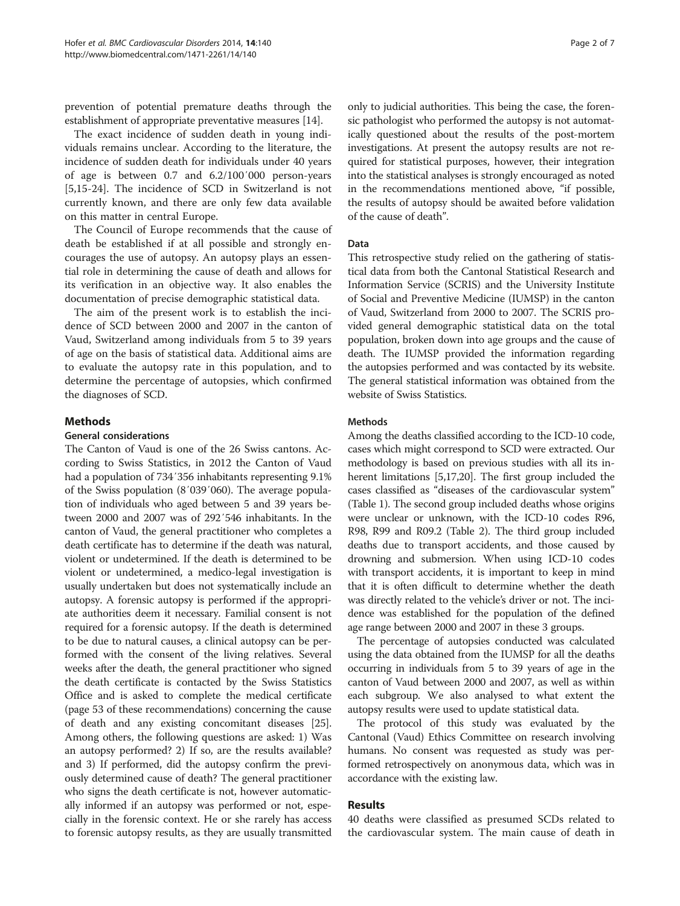prevention of potential premature deaths through the establishment of appropriate preventative measures [14].

The exact incidence of sudden death in young individuals remains unclear. According to the literature, the incidence of sudden death for individuals under 40 years of age is between 0.7 and 6.2/100′000 person-years [5,15-24]. The incidence of SCD in Switzerland is not currently known, and there are only few data available on this matter in central Europe.

The Council of Europe recommends that the cause of death be established if at all possible and strongly encourages the use of autopsy. An autopsy plays an essential role in determining the cause of death and allows for its verification in an objective way. It also enables the documentation of precise demographic statistical data.

The aim of the present work is to establish the incidence of SCD between 2000 and 2007 in the canton of Vaud, Switzerland among individuals from 5 to 39 years of age on the basis of statistical data. Additional aims are to evaluate the autopsy rate in this population, and to determine the percentage of autopsies, which confirmed the diagnoses of SCD.

## Methods

### General considerations

The Canton of Vaud is one of the 26 Swiss cantons. According to Swiss Statistics, in 2012 the Canton of Vaud had a population of 734′356 inhabitants representing 9.1% of the Swiss population (8′039′060). The average population of individuals who aged between 5 and 39 years between 2000 and 2007 was of 292′546 inhabitants. In the canton of Vaud, the general practitioner who completes a death certificate has to determine if the death was natural, violent or undetermined. If the death is determined to be violent or undetermined, a medico-legal investigation is usually undertaken but does not systematically include an autopsy. A forensic autopsy is performed if the appropriate authorities deem it necessary. Familial consent is not required for a forensic autopsy. If the death is determined to be due to natural causes, a clinical autopsy can be performed with the consent of the living relatives. Several weeks after the death, the general practitioner who signed the death certificate is contacted by the Swiss Statistics Office and is asked to complete the medical certificate (page 53 of these recommendations) concerning the cause of death and any existing concomitant diseases [25]. Among others, the following questions are asked: 1) Was an autopsy performed? 2) If so, are the results available? and 3) If performed, did the autopsy confirm the previously determined cause of death? The general practitioner who signs the death certificate is not, however automatically informed if an autopsy was performed or not, especially in the forensic context. He or she rarely has access to forensic autopsy results, as they are usually transmitted only to judicial authorities. This being the case, the forensic pathologist who performed the autopsy is not automatically questioned about the results of the post-mortem investigations. At present the autopsy results are not required for statistical purposes, however, their integration into the statistical analyses is strongly encouraged as noted in the recommendations mentioned above, "if possible, the results of autopsy should be awaited before validation of the cause of death".

### Data

This retrospective study relied on the gathering of statistical data from both the Cantonal Statistical Research and Information Service (SCRIS) and the University Institute of Social and Preventive Medicine (IUMSP) in the canton of Vaud, Switzerland from 2000 to 2007. The SCRIS provided general demographic statistical data on the total population, broken down into age groups and the cause of death. The IUMSP provided the information regarding the autopsies performed and was contacted by its website. The general statistical information was obtained from the website of Swiss Statistics.

### Methods

Among the deaths classified according to the ICD-10 code, cases which might correspond to SCD were extracted. Our methodology is based on previous studies with all its inherent limitations [5,17,20]. The first group included the cases classified as "diseases of the cardiovascular system" (Table 1). The second group included deaths whose origins were unclear or unknown, with the ICD-10 codes R96, R98, R99 and R09.2 (Table 2). The third group included deaths due to transport accidents, and those caused by drowning and submersion. When using ICD-10 codes with transport accidents, it is important to keep in mind that it is often difficult to determine whether the death was directly related to the vehicle's driver or not. The incidence was established for the population of the defined age range between 2000 and 2007 in these 3 groups.

The percentage of autopsies conducted was calculated using the data obtained from the IUMSP for all the deaths occurring in individuals from 5 to 39 years of age in the canton of Vaud between 2000 and 2007, as well as within each subgroup. We also analysed to what extent the autopsy results were used to update statistical data.

The protocol of this study was evaluated by the Cantonal (Vaud) Ethics Committee on research involving humans. No consent was requested as study was performed retrospectively on anonymous data, which was in accordance with the existing law.

## Results

40 deaths were classified as presumed SCDs related to the cardiovascular system. The main cause of death in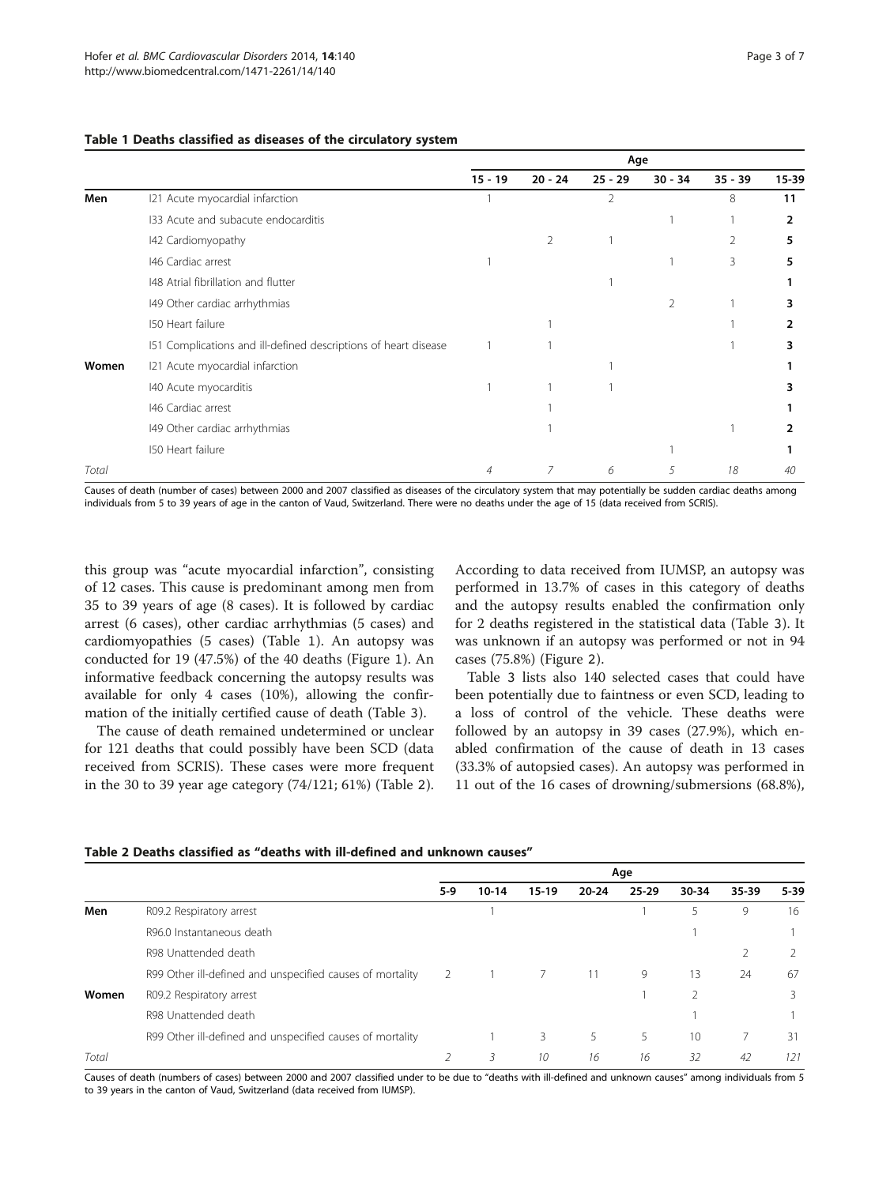**Table 1 Deaths classified as diseases of the circulatory system**

| | | Age | | | | | |
|---|---|---|---|---|---|---|---|
| | | 15 - 19 | 20 - 24 | 25 - 29 | 30 - 34 | 35 - 39 | 15-39 |
| **Men** | I21 Acute myocardial infarction | 1 | | 2 | | 8 | **11** |
| | I33 Acute and subacute endocarditis | | | | 1 | 1 | **2** |
| | I42 Cardiomyopathy | | 2 | 1 | | 2 | **5** |
| | I46 Cardiac arrest | 1 | | | 1 | 3 | **5** |
| | I48 Atrial fibrillation and flutter | | | 1 | | | **1** |
| | I49 Other cardiac arrhythmias | | | | 2 | 1 | **3** |
| | I50 Heart failure | | 1 | | | 1 | **2** |
| | I51 Complications and ill-defined descriptions of heart disease | 1 | 1 | | | 1 | **3** |
| **Women** | I21 Acute myocardial infarction | | | 1 | | | **1** |
| | I40 Acute myocarditis | 1 | 1 | 1 | | | **3** |
| | I46 Cardiac arrest | | 1 | | | | **1** |
| | I49 Other cardiac arrhythmias | | 1 | | | 1 | **2** |
| | I50 Heart failure | | | | 1 | | **1** |
| *Total* | | *4* | *7* | *6* | *5* | *18* | *40* |

Causes of death (number of cases) between 2000 and 2007 classified as diseases of the circulatory system that may potentially be sudden cardiac deaths among individuals from 5 to 39 years of age in the canton of Vaud, Switzerland. There were no deaths under the age of 15 (data received from SCRIS).

this group was "acute myocardial infarction", consisting of 12 cases. This cause is predominant among men from 35 to 39 years of age (8 cases). It is followed by cardiac arrest (6 cases), other cardiac arrhythmias (5 cases) and cardiomyopathies (5 cases) (Table 1). An autopsy was conducted for 19 (47.5%) of the 40 deaths (Figure 1). An informative feedback concerning the autopsy results was available for only 4 cases (10%), allowing the confirmation of the initially certified cause of death (Table 3).

The cause of death remained undetermined or unclear for 121 deaths that could possibly have been SCD (data received from SCRIS). These cases were more frequent in the 30 to 39 year age category (74/121; 61%) (Table 2). According to data received from IUMSP, an autopsy was performed in 13.7% of cases in this category of deaths and the autopsy results enabled the confirmation only for 2 deaths registered in the statistical data (Table 3). It was unknown if an autopsy was performed or not in 94 cases (75.8%) (Figure 2).

Table 3 lists also 140 selected cases that could have been potentially due to faintness or even SCD, leading to a loss of control of the vehicle. These deaths were followed by an autopsy in 39 cases (27.9%), which enabled confirmation of the cause of death in 13 cases (33.3% of autopsied cases). An autopsy was performed in 11 out of the 16 cases of drowning/submersions (68.8%),

**Table 2 Deaths classified as "deaths with ill-defined and unknown causes"**

| | | Age | | | | | | | |
|---|---|---|---|---|---|---|---|---|---|
| | | 5-9 | 10-14 | 15-19 | 20-24 | 25-29 | 30-34 | 35-39 | 5-39 |
| **Men** | R09.2 Respiratory arrest | | 1 | | | 1 | 5 | 9 | 16 |
| | R96.0 Instantaneous death | | | | | | 1 | | 1 |
| | R98 Unattended death | | | | | | | 2 | 2 |
| | R99 Other ill-defined and unspecified causes of mortality | 2 | 1 | 7 | 11 | 9 | 13 | 24 | 67 |
| **Women** | R09.2 Respiratory arrest | | | | | 1 | 2 | | 3 |
| | R98 Unattended death | | | | | | 1 | | 1 |
| | R99 Other ill-defined and unspecified causes of mortality | | 1 | 3 | 5 | 5 | 10 | 7 | 31 |
| *Total* | | *2* | *3* | *10* | *16* | *16* | *32* | *42* | *121* |

Causes of death (numbers of cases) between 2000 and 2007 classified under to be due to "deaths with ill-defined and unknown causes" among individuals from 5 to 39 years in the canton of Vaud, Switzerland (data received from IUMSP).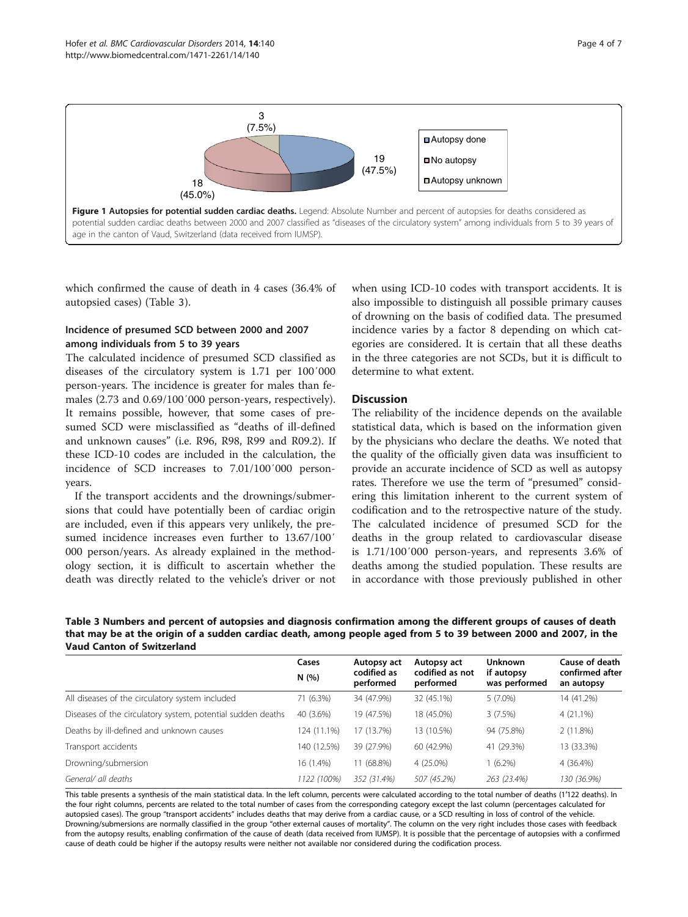**Figure 1 Autopsies for potential sudden cardiac deaths.** Legend: Absolute Number and percent of autopsies for deaths considered as potential sudden cardiac deaths between 2000 and 2007 classified as "diseases of the circulatory system" among individuals from 5 to 39 years of age in the canton of Vaud, Switzerland (data received from IUMSP).

which confirmed the cause of death in 4 cases (36.4% of autopsied cases) (Table 3).

### Incidence of presumed SCD between 2000 and 2007 among individuals from 5 to 39 years

The calculated incidence of presumed SCD classified as diseases of the circulatory system is 1.71 per 100′000 person-years. The incidence is greater for males than females (2.73 and 0.69/100′000 person-years, respectively). It remains possible, however, that some cases of presumed SCD were misclassified as "deaths of ill-defined and unknown causes" (i.e. R96, R98, R99 and R09.2). If these ICD-10 codes are included in the calculation, the incidence of SCD increases to 7.01/100′000 person-years.

If the transport accidents and the drownings/submersions that could have potentially been of cardiac origin are included, even if this appears very unlikely, the presumed incidence increases even further to 13.67/100′000 person/years. As already explained in the methodology section, it is difficult to ascertain whether the death was directly related to the vehicle's driver or not when using ICD-10 codes with transport accidents. It is also impossible to distinguish all possible primary causes of drowning on the basis of codified data. The presumed incidence varies by a factor 8 depending on which categories are considered. It is certain that all these deaths in the three categories are not SCDs, but it is difficult to determine to what extent.

## Discussion

The reliability of the incidence depends on the available statistical data, which is based on the information given by the physicians who declare the deaths. We noted that the quality of the officially given data was insufficient to provide an accurate incidence of SCD as well as autopsy rates. Therefore we use the term of "presumed" considering this limitation inherent to the current system of codification and to the retrospective nature of the study. The calculated incidence of presumed SCD for the deaths in the group related to cardiovascular disease is 1.71/100′000 person-years, and represents 3.6% of deaths among the studied population. These results are in accordance with those previously published in other

**Table 3 Numbers and percent of autopsies and diagnosis confirmation among the different groups of causes of death that may be at the origin of a sudden cardiac death, among people aged from 5 to 39 between 2000 and 2007, in the Vaud Canton of Switzerland**

| | Cases N (%) | Autopsy act codified as performed | Autopsy act codified as not performed | Unknown if autopsy was performed | Cause of death confirmed after an autopsy |
|---|---|---|---|---|---|
| All diseases of the circulatory system included | 71 (6.3%) | 34 (47.9%) | 32 (45.1%) | 5 (7.0%) | 14 (41.2%) |
| Diseases of the circulatory system, potential sudden deaths | 40 (3.6%) | 19 (47.5%) | 18 (45.0%) | 3 (7.5%) | 4 (21.1%) |
| Deaths by ill-defined and unknown causes | 124 (11.1%) | 17 (13.7%) | 13 (10.5%) | 94 (75.8%) | 2 (11.8%) |
| Transport accidents | 140 (12.5%) | 39 (27.9%) | 60 (42.9%) | 41 (29.3%) | 13 (33.3%) |
| Drowning/submersion | 16 (1.4%) | 11 (68.8%) | 4 (25.0%) | 1 (6.2%) | 4 (36.4%) |
| *General/ all deaths* | *1122 (100%)* | *352 (31.4%)* | *507 (45.2%)* | *263 (23.4%)* | *130 (36.9%)* |

This table presents a synthesis of the main statistical data. In the left column, percents were calculated according to the total number of deaths (1'122 deaths). In the four right columns, percents are related to the total number of cases from the corresponding category except the last column (percentages calculated for autopsied cases). The group "transport accidents" includes deaths that may derive from a cardiac cause, or a SCD resulting in loss of control of the vehicle. Drowning/submersions are normally classified in the group "other external causes of mortality". The column on the very right includes those cases with feedback from the autopsy results, enabling confirmation of the cause of death (data received from IUMSP). It is possible that the percentage of autopsies with a confirmed cause of death could be higher if the autopsy results were neither not available nor considered during the codification process.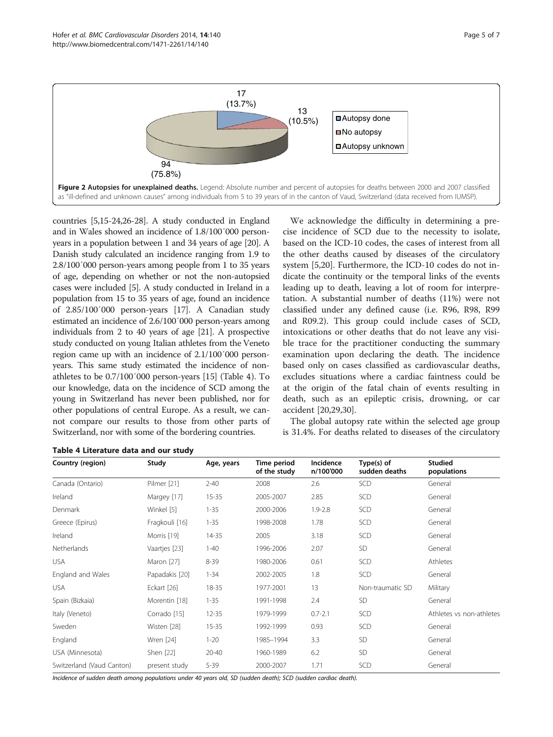**Figure 2 Autopsies for unexplained deaths.** Legend: Absolute number and percent of autopsies for deaths between 2000 and 2007 classified as "ill-defined and unknown causes" among individuals from 5 to 39 years of in the canton of Vaud, Switzerland (data received from IUMSP).

countries [5,15-24,26-28]. A study conducted in England and in Wales showed an incidence of 1.8/100′000 person-years in a population between 1 and 34 years of age [20]. A Danish study calculated an incidence ranging from 1.9 to 2.8/100′000 person-years among people from 1 to 35 years of age, depending on whether or not the non-autopsied cases were included [5]. A study conducted in Ireland in a population from 15 to 35 years of age, found an incidence of 2.85/100′000 person-years [17]. A Canadian study estimated an incidence of 2.6/100′000 person-years among individuals from 2 to 40 years of age [21]. A prospective study conducted on young Italian athletes from the Veneto region came up with an incidence of 2.1/100′000 person-years. This same study estimated the incidence of non-athletes to be 0.7/100′000 person-years [15] (Table 4). To our knowledge, data on the incidence of SCD among the young in Switzerland has never been published, nor for other populations of central Europe. As a result, we cannot compare our results to those from other parts of Switzerland, nor with some of the bordering countries.

We acknowledge the difficulty in determining a precise incidence of SCD due to the necessity to isolate, based on the ICD-10 codes, the cases of interest from all the other deaths caused by diseases of the circulatory system [5,20]. Furthermore, the ICD-10 codes do not indicate the continuity or the temporal links of the events leading up to death, leaving a lot of room for interpretation. A substantial number of deaths (11%) were not classified under any defined cause (i.e. R96, R98, R99 and R09.2). This group could include cases of SCD, intoxications or other deaths that do not leave any visible trace for the practitioner conducting the summary examination upon declaring the death. The incidence based only on cases classified as cardiovascular deaths, excludes situations where a cardiac faintness could be at the origin of the fatal chain of events resulting in death, such as an epileptic crisis, drowning, or car accident [20,29,30].

The global autopsy rate within the selected age group is 31.4%. For deaths related to diseases of the circulatory

**Table 4 Literature data and our study**

| Country (region) | Study | Age, years | Time period of the study | Incidence n/100′000 | Type(s) of sudden deaths | Studied populations |
|---|---|---|---|---|---|---|
| Canada (Ontario) | Pilmer [21] | 2-40 | 2008 | 2.6 | SCD | General |
| Ireland | Margey [17] | 15-35 | 2005-2007 | 2.85 | SCD | General |
| Denmark | Winkel [5] | 1-35 | 2000-2006 | 1.9-2.8 | SCD | General |
| Greece (Epirus) | Fragkouli [16] | 1-35 | 1998-2008 | 1.78 | SCD | General |
| Ireland | Morris [19] | 14-35 | 2005 | 3.18 | SCD | General |
| Netherlands | Vaartjes [23] | 1-40 | 1996-2006 | 2.07 | SD | General |
| USA | Maron [27] | 8-39 | 1980-2006 | 0.61 | SCD | Athletes |
| England and Wales | Papadakis [20] | 1-34 | 2002-2005 | 1.8 | SCD | General |
| USA | Eckart [26] | 18-35 | 1977-2001 | 13 | Non-traumatic SD | Military |
| Spain (Bizkaia) | Morentin [18] | 1-35 | 1991-1998 | 2.4 | SD | General |
| Italy (Veneto) | Corrado [15] | 12-35 | 1979-1999 | 0.7-2.1 | SCD | Athletes vs non-athletes |
| Sweden | Wisten [28] | 15-35 | 1992-1999 | 0.93 | SCD | General |
| England | Wren [24] | 1-20 | 1985–1994 | 3.3 | SD | General |
| USA (Minnesota) | Shen [22] | 20-40 | 1960-1989 | 6.2 | SD | General |
| Switzerland (Vaud Canton) | present study | 5-39 | 2000-2007 | 1.71 | SCD | General |

*Incidence of sudden death among populations under 40 years old, SD (sudden death); SCD (sudden cardiac death).*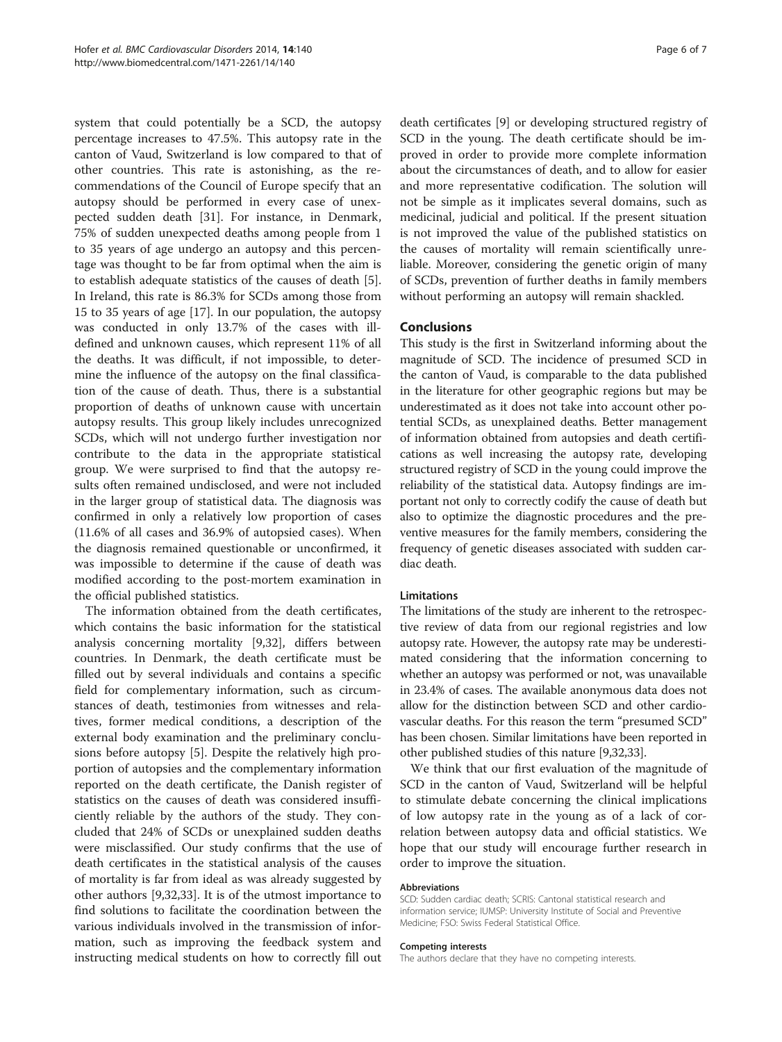system that could potentially be a SCD, the autopsy percentage increases to 47.5%. This autopsy rate in the canton of Vaud, Switzerland is low compared to that of other countries. This rate is astonishing, as the recommendations of the Council of Europe specify that an autopsy should be performed in every case of unexpected sudden death [31]. For instance, in Denmark, 75% of sudden unexpected deaths among people from 1 to 35 years of age undergo an autopsy and this percentage was thought to be far from optimal when the aim is to establish adequate statistics of the causes of death [5]. In Ireland, this rate is 86.3% for SCDs among those from 15 to 35 years of age [17]. In our population, the autopsy was conducted in only 13.7% of the cases with ill-defined and unknown causes, which represent 11% of all the deaths. It was difficult, if not impossible, to determine the influence of the autopsy on the final classification of the cause of death. Thus, there is a substantial proportion of deaths of unknown cause with uncertain autopsy results. This group likely includes unrecognized SCDs, which will not undergo further investigation nor contribute to the data in the appropriate statistical group. We were surprised to find that the autopsy results often remained undisclosed, and were not included in the larger group of statistical data. The diagnosis was confirmed in only a relatively low proportion of cases (11.6% of all cases and 36.9% of autopsied cases). When the diagnosis remained questionable or unconfirmed, it was impossible to determine if the cause of death was modified according to the post-mortem examination in the official published statistics.

The information obtained from the death certificates, which contains the basic information for the statistical analysis concerning mortality [9,32], differs between countries. In Denmark, the death certificate must be filled out by several individuals and contains a specific field for complementary information, such as circumstances of death, testimonies from witnesses and relatives, former medical conditions, a description of the external body examination and the preliminary conclusions before autopsy [5]. Despite the relatively high proportion of autopsies and the complementary information reported on the death certificate, the Danish register of statistics on the causes of death was considered insufficiently reliable by the authors of the study. They concluded that 24% of SCDs or unexplained sudden deaths were misclassified. Our study confirms that the use of death certificates in the statistical analysis of the causes of mortality is far from ideal as was already suggested by other authors [9,32,33]. It is of the utmost importance to find solutions to facilitate the coordination between the various individuals involved in the transmission of information, such as improving the feedback system and instructing medical students on how to correctly fill out death certificates [9] or developing structured registry of SCD in the young. The death certificate should be improved in order to provide more complete information about the circumstances of death, and to allow for easier and more representative codification. The solution will not be simple as it implicates several domains, such as medicinal, judicial and political. If the present situation is not improved the value of the published statistics on the causes of mortality will remain scientifically unreliable. Moreover, considering the genetic origin of many of SCDs, prevention of further deaths in family members without performing an autopsy will remain shackled.

## Conclusions

This study is the first in Switzerland informing about the magnitude of SCD. The incidence of presumed SCD in the canton of Vaud, is comparable to the data published in the literature for other geographic regions but may be underestimated as it does not take into account other potential SCDs, as unexplained deaths. Better management of information obtained from autopsies and death certifications as well increasing the autopsy rate, developing structured registry of SCD in the young could improve the reliability of the statistical data. Autopsy findings are important not only to correctly codify the cause of death but also to optimize the diagnostic procedures and the preventive measures for the family members, considering the frequency of genetic diseases associated with sudden cardiac death.

### Limitations

The limitations of the study are inherent to the retrospective review of data from our regional registries and low autopsy rate. However, the autopsy rate may be underestimated considering that the information concerning to whether an autopsy was performed or not, was unavailable in 23.4% of cases. The available anonymous data does not allow for the distinction between SCD and other cardiovascular deaths. For this reason the term "presumed SCD" has been chosen. Similar limitations have been reported in other published studies of this nature [9,32,33].

We think that our first evaluation of the magnitude of SCD in the canton of Vaud, Switzerland will be helpful to stimulate debate concerning the clinical implications of low autopsy rate in the young as of a lack of correlation between autopsy data and official statistics. We hope that our study will encourage further research in order to improve the situation.

#### Abbreviations

SCD: Sudden cardiac death; SCRIS: Cantonal statistical research and information service; IUMSP: University Institute of Social and Preventive Medicine; FSO: Swiss Federal Statistical Office.

#### Competing interests

The authors declare that they have no competing interests.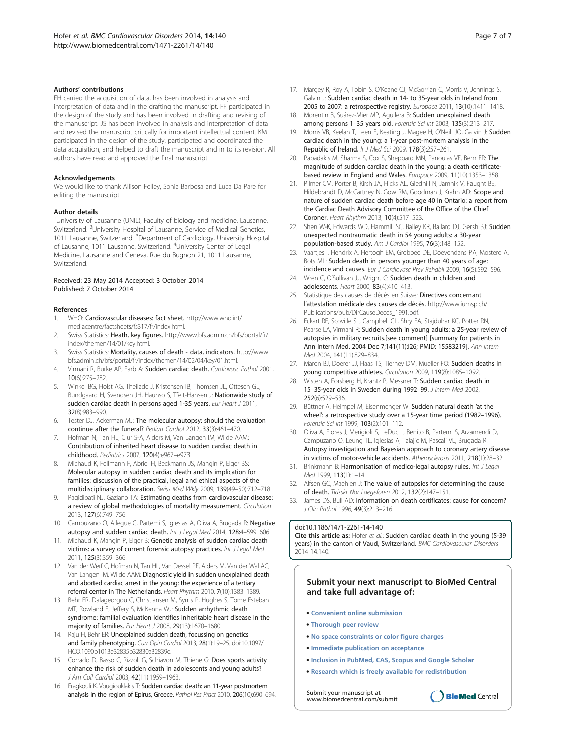### Authors' contributions

FH carried the acquisition of data, has been involved in analysis and interpretation of data and in the drafting the manuscript. FF participated in the design of the study and has been involved in drafting and revising of the manuscript. JS has been involved in analysis and interpretation of data and revised the manuscript critically for important intellectual content. KM participated in the design of the study, participated and coordinated the data acquisition, and helped to draft the manuscript and in to its revision. All authors have read and approved the final manuscript.

### Acknowledgements

We would like to thank Allison Felley, Sonia Barbosa and Luca Da Pare for editing the manuscript.

### Author details

[1]University of Lausanne (UNIL), Faculty of biology and medicine, Lausanne, Switzerland. [2]University Hospital of Lausanne, Service of Medical Genetics, 1011 Lausanne, Switzerland. [3]Department of Cardiology, University Hospital of Lausanne, 1011 Lausanne, Switzerland. [4]University Center of Legal Medicine, Lausanne and Geneva, Rue du Bugnon 21, 1011 Lausanne, Switzerland.

Received: 23 May 2014 Accepted: 3 October 2014
Published: 7 October 2014

### References

1. WHO: **Cardiovascular diseases: fact sheet.** http://www.who.int/mediacentre/factsheets/fs317/fr/index.html.
2. Swiss Statistics: **Heath, key figures.** http://www.bfs.admin.ch/bfs/portal/fr/index/themen/14/01/key.html.
3. Swiss Statistics: **Mortality, causes of death - data, indicators.** http://www.bfs.admin.ch/bfs/portal/fr/index/themen/14/02/04/key/01.html.
4. Virmani R, Burke AP, Farb A: **Sudden cardiac death.** *Cardiovasc Pathol* 2001, **10**(6):275–282.
5. Winkel BG, Holst AG, Theilade J, Kristensen IB, Thomsen JL, Ottesen GL, Bundgaard H, Svendsen JH, Haunso S, Tfelt-Hansen J: **Nationwide study of sudden cardiac death in persons aged 1-35 years.** *Eur Heart J* 2011, **32**(8):983–990.
6. Tester DJ, Ackerman MJ: **The molecular autopsy: should the evaluation continue after the funeral?** *Pediatr Cardiol* 2012, **33**(3):461–470.
7. Hofman N, Tan HL, Clur S-A, Alders M, Van Langen IM, Wilde AAM: **Contribution of inherited heart disease to sudden cardiac death in childhood.** *Pediatrics* 2007, **120**(4):e967–e973.
8. Michaud K, Fellmann F, Abriel H, Beckmann JS, Mangin P, Elger BS: **Molecular autopsy in sudden cardiac death and its implication for families: discussion of the practical, legal and ethical aspects of the multidisciplinary collaboration.** *Swiss Med Wkly* 2009, **139**(49–50):712–718.
9. Pagidipati NJ, Gaziano TA: **Estimating deaths from cardiovascular disease: a review of global methodologies of mortality measurement.** *Circulation* 2013, **127**(6):749–756.
10. Campuzano O, Allegue C, Partemi S, Iglesias A, Oliva A, Brugada R: **Negative autopsy and sudden cardiac death.** *Int J Legal Med* 2014, **128**:4–599. 606.
11. Michaud K, Mangin P, Elger B: **Genetic analysis of sudden cardiac death victims: a survey of current forensic autopsy practices.** *Int J Legal Med* 2011, **125**(3):359–366.
12. Van der Werf C, Hofman N, Tan HL, Van Dessel PF, Alders M, Van der Wal AC, Van Langen IM, Wilde AAM: **Diagnostic yield in sudden unexplained death and aborted cardiac arrest in the young: the experience of a tertiary referral center in The Netherlands.** *Heart Rhythm* 2010, **7**(10):1383–1389.
13. Behr ER, Dalageorgou C, Christiansen M, Syrris P, Hughes S, Tome Esteban MT, Rowland E, Jeffery S, McKenna WJ: **Sudden arrhythmic death syndrome: familial evaluation identifies inheritable heart disease in the majority of families.** *Eur Heart J* 2008, **29**(13):1670–1680.
14. Raju H, Behr ER: **Unexplained sudden death, focussing on genetics and family phenotyping.** *Curr Opin Cardiol* 2013, **28**(1):19–25. doi:10.1097/HCO.1090b1013e32835b32830a32839e.
15. Corrado D, Basso C, Rizzoli G, Schiavon M, Thiene G: **Does sports activity enhance the risk of sudden death in adolescents and young adults?** *J Am Coll Cardiol* 2003, **42**(11):1959–1963.
16. Fragkouli K, Vougiouklakis T: **Sudden cardiac death: an 11-year postmortem analysis in the region of Epirus, Greece.** *Pathol Res Pract* 2010, **206**(10):690–694.
17. Margey R, Roy A, Tobin S, O'Keane CJ, McGorrian C, Morris V, Jennings S, Galvin J: **Sudden cardiac death in 14- to 35-year olds in Ireland from 2005 to 2007: a retrospective registry.** *Europace* 2011, **13**(10):1411–1418.
18. Morentin B, Suárez-Mier MP, Aguilera B: **Sudden unexplained death among persons 1–35 years old.** *Forensic Sci Int* 2003, **135**(3):213–217.
19. Morris VB, Keelan T, Leen E, Keating J, Magee H, O'Neill JO, Galvin J: **Sudden cardiac death in the young: a 1-year post-mortem analysis in the Republic of Ireland.** *Ir J Med Sci* 2009, **178**(3):257–261.
20. Papadakis M, Sharma S, Cox S, Sheppard MN, Panoulas VF, Behr ER: **The magnitude of sudden cardiac death in the young: a death certificate-based review in England and Wales.** *Europace* 2009, **11**(10):1353–1358.
21. Pilmer CM, Porter B, Kirsh JA, Hicks AL, Gledhill N, Jamnik V, Faught BE, Hildebrandt D, McCartney N, Gow RM, Goodman J, Krahn AD: **Scope and nature of sudden cardiac death before age 40 in Ontario: a report from the Cardiac Death Advisory Committee of the Office of the Chief Coroner.** *Heart Rhythm* 2013, **10**(4):517–523.
22. Shen W-K, Edwards WD, Hammill SC, Bailey KR, Ballard DJ, Gersh BJ: **Sudden unexpected nontraumatic death in 54 young adults: a 30-year population-based study.** *Am J Cardiol* 1995, **76**(3):148–152.
23. Vaartjes I, Hendrix A, Hertogh EM, Grobbee DE, Doevendans PA, Mosterd A, Bots ML: **Sudden death in persons younger than 40 years of age: incidence and causes.** *Eur J Cardiovasc Prev Rehabil* 2009, **16**(5):592–596.
24. Wren C, O'Sullivan JJ, Wright C: **Sudden death in children and adolescents.** *Heart* 2000, **83**(4):410–413.
25. Statistique des causes de décès en Suisse: **Directives concernant l'attestation médicale des causes de décès.** http://www.iumsp.ch/Publications/pub/DirCauseDeces_1991.pdf.
26. Eckart RE, Scoville SL, Campbell CL, Shry EA, Stajduhar KC, Potter RN, Pearse LA, Virmani R: **Sudden death in young adults: a 25-year review of autopsies in military recruits.[see comment] [summary for patients in Ann Intern Med. 2004 Dec 7;141(11):I26; PMID: 15583219].** *Ann Intern Med* 2004, **141**(11):829–834.
27. Maron BJ, Doerer JJ, Haas TS, Tierney DM, Mueller FO: **Sudden deaths in young competitive athletes.** *Circulation* 2009, **119**(8):1085–1092.
28. Wisten A, Forsberg H, Krantz P, Messner T: **Sudden cardiac death in 15–35-year olds in Sweden during 1992–99.** *J Intern Med* 2002, **252**(6):529–536.
29. Büttner A, Heimpel M, Eisenmenger W: **Sudden natural death 'at the wheel': a retrospective study over a 15-year time period (1982–1996).** *Forensic Sci Int* 1999, **103**(2):101–112.
30. Oliva A, Flores J, Merigioli S, LeDuc L, Benito B, Partemi S, Arzamendi D, Campuzano O, Leung TL, Iglesias A, Talajic M, Pascali VL, Brugada R: **Autopsy investigation and Bayesian approach to coronary artery disease in victims of motor-vehicle accidents.** *Atherosclerosis* 2011, **218**(1):28–32.
31. Brinkmann B: **Harmonisation of medico-legal autopsy rules.** *Int J Legal Med* 1999, **113**(1):1–14.
32. Alfsen GC, Maehlen J: **The value of autopsies for determining the cause of death.** *Tidsskr Nor Laegeforen* 2012, **132**(2):147–151.
33. James DS, Bull AD: **Information on death certificates: cause for concern?** *J Clin Pathol* 1996, **49**(3):213–216.

doi:10.1186/1471-2261-14-140

**Cite this article as:** Hofer *et al.*: Sudden cardiac death in the young (5-39 years) in the canton of Vaud, Switzerland. *BMC Cardiovascular Disorders* 2014 **14**:140.

**Submit your next manuscript to BioMed Central and take full advantage of:**

- **Convenient online submission**
- **Thorough peer review**
- **No space constraints or color figure charges**
- **Immediate publication on acceptance**
- **Inclusion in PubMed, CAS, Scopus and Google Scholar**
- **Research which is freely available for redistribution**

Submit your manuscript at
www.biomedcentral.com/submit

BioMed Central